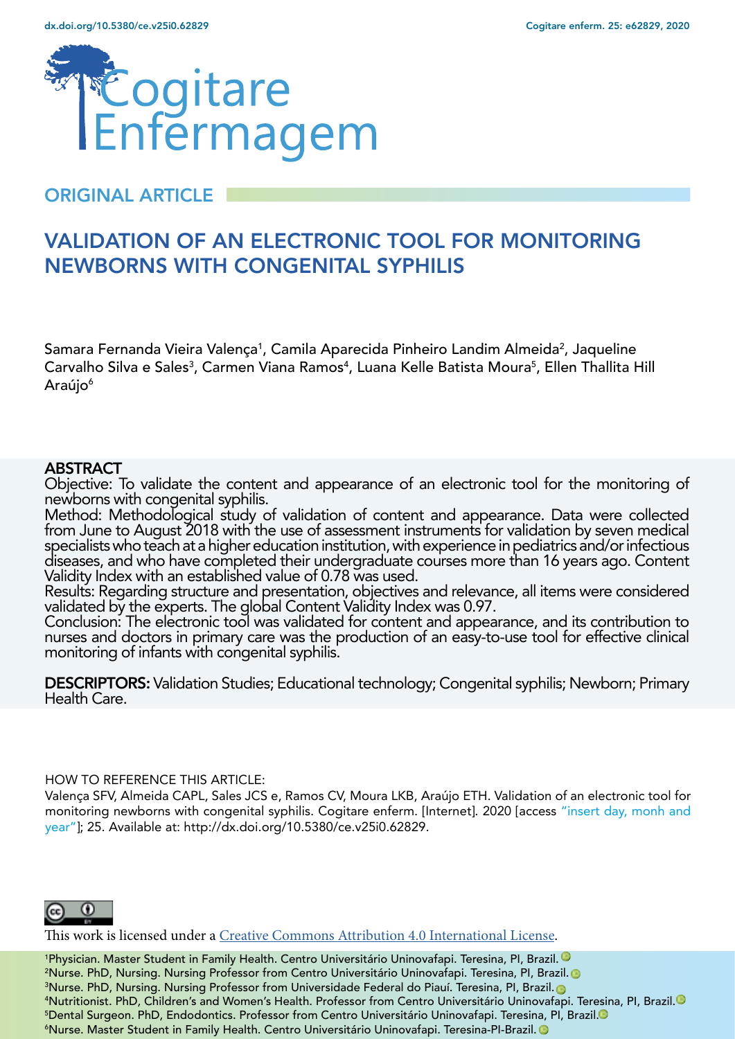ORIGINAL ARTICLE

# VALIDATION OF AN ELECTRONIC TOOL FOR MONITORING NEWBORNS WITH CONGENITAL SYPHILIS

Samara Fernanda Vieira Valença[1], Camila Aparecida Pinheiro Landim Almeida[2], Jaqueline Carvalho Silva e Sales[3], Carmen Viana Ramos[4], Luana Kelle Batista Moura[5], Ellen Thallita Hill Araújo[6]

## ABSTRACT

Objective: To validate the content and appearance of an electronic tool for the monitoring of newborns with congenital syphilis.

Method: Methodological study of validation of content and appearance. Data were collected from June to August 2018 with the use of assessment instruments for validation by seven medical specialists who teach at a higher education institution, with experience in pediatrics and/or infectious diseases, and who have completed their undergraduate courses more than 16 years ago. Content Validity Index with an established value of 0.78 was used.

Results: Regarding structure and presentation, objectives and relevance, all items were considered validated by the experts. The global Content Validity Index was 0.97.

Conclusion: The electronic tool was validated for content and appearance, and its contribution to nurses and doctors in primary care was the production of an easy-to-use tool for effective clinical monitoring of infants with congenital syphilis.

**DESCRIPTORS:** Validation Studies; Educational technology; Congenital syphilis; Newborn; Primary Health Care.

HOW TO REFERENCE THIS ARTICLE:

Valença SFV, Almeida CAPL, Sales JCS e, Ramos CV, Moura LKB, Araújo ETH. Validation of an electronic tool for monitoring newborns with congenital syphilis. Cogitare enferm. [Internet]. 2020 [access "insert day, monh and year"]; 25. Available at: http://dx.doi.org/10.5380/ce.v25i0.62829.

This work is licensed under a Creative Commons Attribution 4.0 International License.

[1]Physician. Master Student in Family Health. Centro Universitário Uninovafapi. Teresina, PI, Brazil.

[2]Nurse. PhD, Nursing. Nursing Professor from Centro Universitário Uninovafapi. Teresina, PI, Brazil.

[3]Nurse. PhD, Nursing. Nursing Professor from Universidade Federal do Piauí. Teresina, PI, Brazil.

[4]Nutritionist. PhD, Children's and Women's Health. Professor from Centro Universitário Uninovafapi. Teresina, PI, Brazil.

[5]Dental Surgeon. PhD, Endodontics. Professor from Centro Universitário Uninovafapi. Teresina, PI, Brazil.

[6]Nurse. Master Student in Family Health. Centro Universitário Uninovafapi. Teresina-PI-Brazil.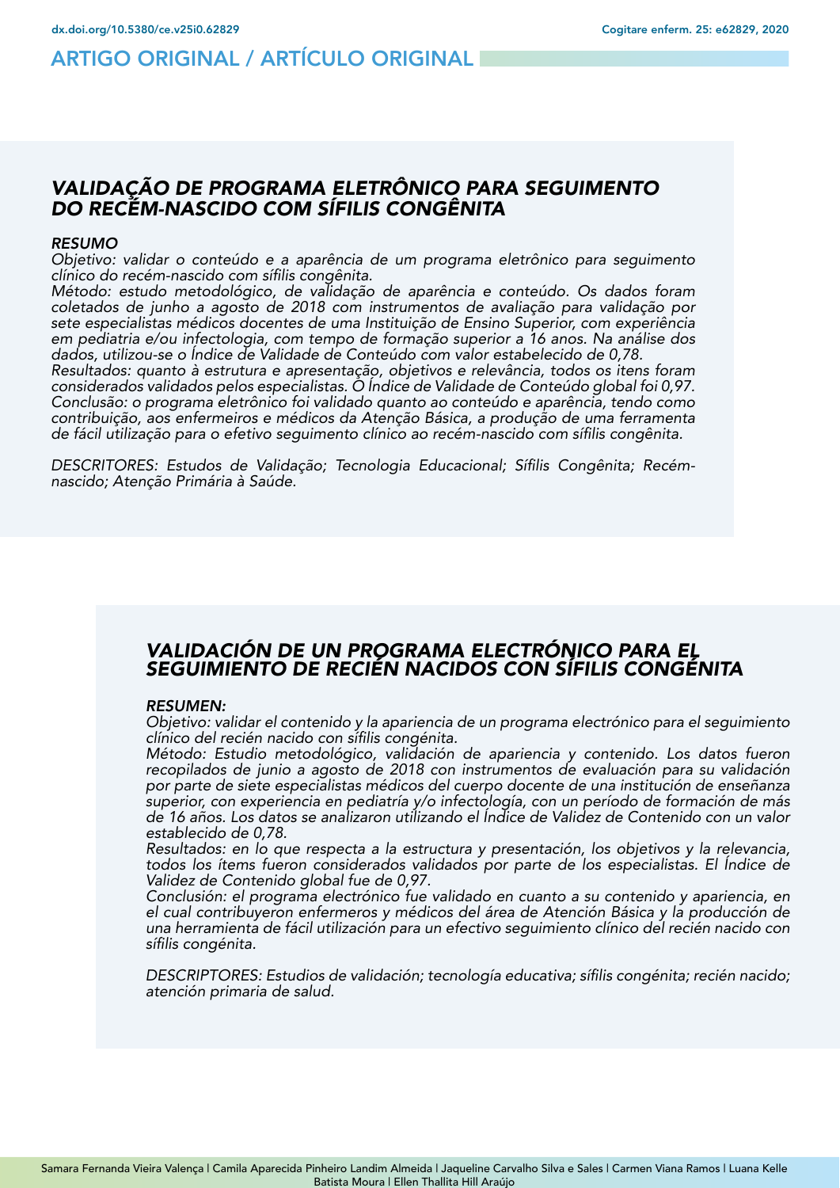## VALIDAÇÃO DE PROGRAMA ELETRÔNICO PARA SEGUIMENTO DO RECÉM-NASCIDO COM SÍFILIS CONGÊNITA

### RESUMO

*Objetivo: validar o conteúdo e a aparência de um programa eletrônico para seguimento clínico do recém-nascido com sífilis congênita.*
*Método: estudo metodológico, de validação de aparência e conteúdo. Os dados foram coletados de junho a agosto de 2018 com instrumentos de avaliação para validação por sete especialistas médicos docentes de uma Instituição de Ensino Superior, com experiência em pediatria e/ou infectologia, com tempo de formação superior a 16 anos. Na análise dos dados, utilizou-se o Índice de Validade de Conteúdo com valor estabelecido de 0,78.*
*Resultados: quanto à estrutura e apresentação, objetivos e relevância, todos os itens foram considerados validados pelos especialistas. O Índice de Validade de Conteúdo global foi 0,97.*
*Conclusão: o programa eletrônico foi validado quanto ao conteúdo e aparência, tendo como contribuição, aos enfermeiros e médicos da Atenção Básica, a produção de uma ferramenta de fácil utilização para o efetivo seguimento clínico ao recém-nascido com sífilis congênita.*

*DESCRITORES: Estudos de Validação; Tecnologia Educacional; Sífilis Congênita; Recém-nascido; Atenção Primária à Saúde.*

## VALIDACIÓN DE UN PROGRAMA ELECTRÓNICO PARA EL SEGUIMIENTO DE RECIÉN NACIDOS CON SÍFILIS CONGÉNITA

### RESUMEN:

*Objetivo: validar el contenido y la apariencia de un programa electrónico para el seguimiento clínico del recién nacido con sífilis congénita.*
*Método: Estudio metodológico, validación de apariencia y contenido. Los datos fueron recopilados de junio a agosto de 2018 con instrumentos de evaluación para su validación por parte de siete especialistas médicos del cuerpo docente de una institución de enseñanza superior, con experiencia en pediatría y/o infectología, con un período de formación de más de 16 años. Los datos se analizaron utilizando el Índice de Validez de Contenido con un valor establecido de 0,78.*
*Resultados: en lo que respecta a la estructura y presentación, los objetivos y la relevancia, todos los ítems fueron considerados validados por parte de los especialistas. El Índice de Validez de Contenido global fue de 0,97.*
*Conclusión: el programa electrónico fue validado en cuanto a su contenido y apariencia, en el cual contribuyeron enfermeros y médicos del área de Atención Básica y la producción de una herramienta de fácil utilización para un efectivo seguimiento clínico del recién nacido con sífilis congénita.*

*DESCRIPTORES: Estudios de validación; tecnología educativa; sífilis congénita; recién nacido; atención primaria de salud.*

Samara Fernanda Vieira Valença | Camila Aparecida Pinheiro Landim Almeida | Jaqueline Carvalho Silva e Sales | Carmen Viana Ramos | Luana Kelle Batista Moura | Ellen Thallita Hill Araújo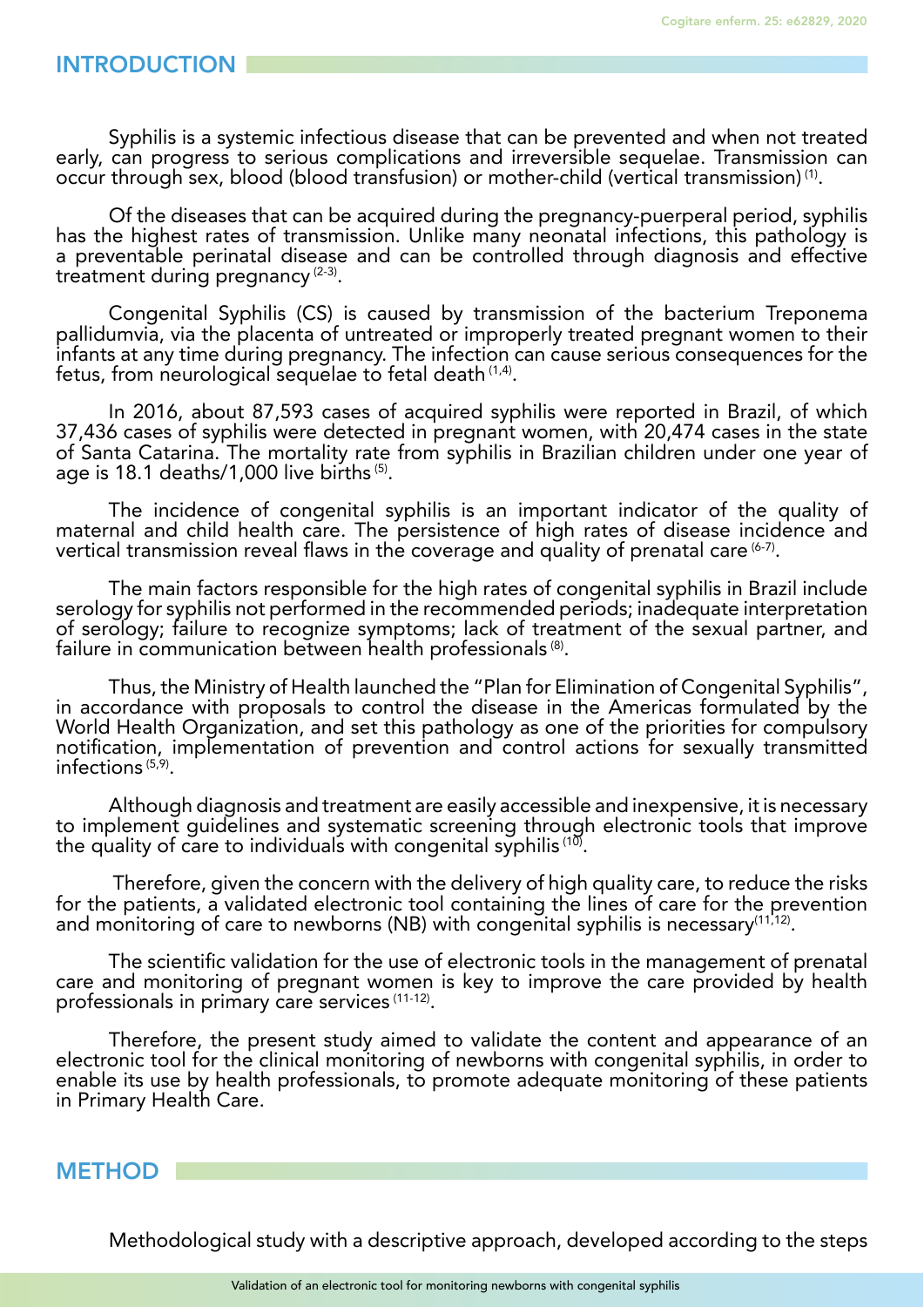## INTRODUCTION

Syphilis is a systemic infectious disease that can be prevented and when not treated early, can progress to serious complications and irreversible sequelae. Transmission can occur through sex, blood (blood transfusion) or mother-child (vertical transmission)[1].

Of the diseases that can be acquired during the pregnancy-puerperal period, syphilis has the highest rates of transmission. Unlike many neonatal infections, this pathology is a preventable perinatal disease and can be controlled through diagnosis and effective treatment during pregnancy[2-3].

Congenital Syphilis (CS) is caused by transmission of the bacterium Treponema pallidumvia, via the placenta of untreated or improperly treated pregnant women to their infants at any time during pregnancy. The infection can cause serious consequences for the fetus, from neurological sequelae to fetal death[1,4].

In 2016, about 87,593 cases of acquired syphilis were reported in Brazil, of which 37,436 cases of syphilis were detected in pregnant women, with 20,474 cases in the state of Santa Catarina. The mortality rate from syphilis in Brazilian children under one year of age is 18.1 deaths/1,000 live births[5].

The incidence of congenital syphilis is an important indicator of the quality of maternal and child health care. The persistence of high rates of disease incidence and vertical transmission reveal flaws in the coverage and quality of prenatal care[6-7].

The main factors responsible for the high rates of congenital syphilis in Brazil include serology for syphilis not performed in the recommended periods; inadequate interpretation of serology; failure to recognize symptoms; lack of treatment of the sexual partner, and failure in communication between health professionals[8].

Thus, the Ministry of Health launched the "Plan for Elimination of Congenital Syphilis", in accordance with proposals to control the disease in the Americas formulated by the World Health Organization, and set this pathology as one of the priorities for compulsory notification, implementation of prevention and control actions for sexually transmitted infections[5,9].

Although diagnosis and treatment are easily accessible and inexpensive, it is necessary to implement guidelines and systematic screening through electronic tools that improve the quality of care to individuals with congenital syphilis[10].

Therefore, given the concern with the delivery of high quality care, to reduce the risks for the patients, a validated electronic tool containing the lines of care for the prevention and monitoring of care to newborns (NB) with congenital syphilis is necessary[11,12].

The scientific validation for the use of electronic tools in the management of prenatal care and monitoring of pregnant women is key to improve the care provided by health professionals in primary care services[11-12].

Therefore, the present study aimed to validate the content and appearance of an electronic tool for the clinical monitoring of newborns with congenital syphilis, in order to enable its use by health professionals, to promote adequate monitoring of these patients in Primary Health Care.

## METHOD

Methodological study with a descriptive approach, developed according to the steps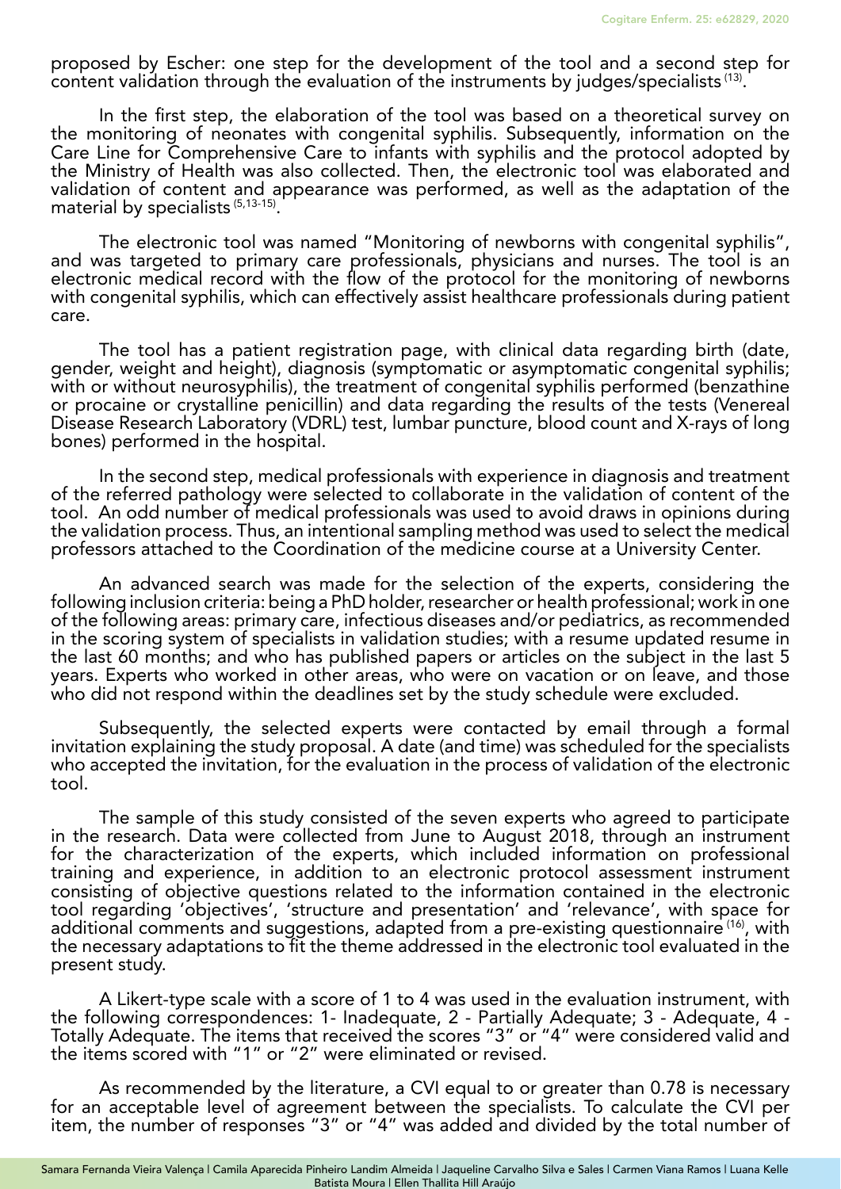proposed by Escher: one step for the development of the tool and a second step for content validation through the evaluation of the instruments by judges/specialists [13].

In the first step, the elaboration of the tool was based on a theoretical survey on the monitoring of neonates with congenital syphilis. Subsequently, information on the Care Line for Comprehensive Care to infants with syphilis and the protocol adopted by the Ministry of Health was also collected. Then, the electronic tool was elaborated and validation of content and appearance was performed, as well as the adaptation of the material by specialists [5,13-15].

The electronic tool was named "Monitoring of newborns with congenital syphilis", and was targeted to primary care professionals, physicians and nurses. The tool is an electronic medical record with the flow of the protocol for the monitoring of newborns with congenital syphilis, which can effectively assist healthcare professionals during patient care.

The tool has a patient registration page, with clinical data regarding birth (date, gender, weight and height), diagnosis (symptomatic or asymptomatic congenital syphilis; with or without neurosyphilis), the treatment of congenital syphilis performed (benzathine or procaine or crystalline penicillin) and data regarding the results of the tests (Venereal Disease Research Laboratory (VDRL) test, lumbar puncture, blood count and X-rays of long bones) performed in the hospital.

In the second step, medical professionals with experience in diagnosis and treatment of the referred pathology were selected to collaborate in the validation of content of the tool. An odd number of medical professionals was used to avoid draws in opinions during the validation process. Thus, an intentional sampling method was used to select the medical professors attached to the Coordination of the medicine course at a University Center.

An advanced search was made for the selection of the experts, considering the following inclusion criteria: being a PhD holder, researcher or health professional; work in one of the following areas: primary care, infectious diseases and/or pediatrics, as recommended in the scoring system of specialists in validation studies; with a resume updated resume in the last 60 months; and who has published papers or articles on the subject in the last 5 years. Experts who worked in other areas, who were on vacation or on leave, and those who did not respond within the deadlines set by the study schedule were excluded.

Subsequently, the selected experts were contacted by email through a formal invitation explaining the study proposal. A date (and time) was scheduled for the specialists who accepted the invitation, for the evaluation in the process of validation of the electronic tool.

The sample of this study consisted of the seven experts who agreed to participate in the research. Data were collected from June to August 2018, through an instrument for the characterization of the experts, which included information on professional training and experience, in addition to an electronic protocol assessment instrument consisting of objective questions related to the information contained in the electronic tool regarding 'objectives', 'structure and presentation' and 'relevance', with space for additional comments and suggestions, adapted from a pre-existing questionnaire [16], with the necessary adaptations to fit the theme addressed in the electronic tool evaluated in the present study.

A Likert-type scale with a score of 1 to 4 was used in the evaluation instrument, with the following correspondences: 1- Inadequate, 2 - Partially Adequate; 3 - Adequate, 4 - Totally Adequate. The items that received the scores "3" or "4" were considered valid and the items scored with "1" or "2" were eliminated or revised.

As recommended by the literature, a CVI equal to or greater than 0.78 is necessary for an acceptable level of agreement between the specialists. To calculate the CVI per item, the number of responses "3" or "4" was added and divided by the total number of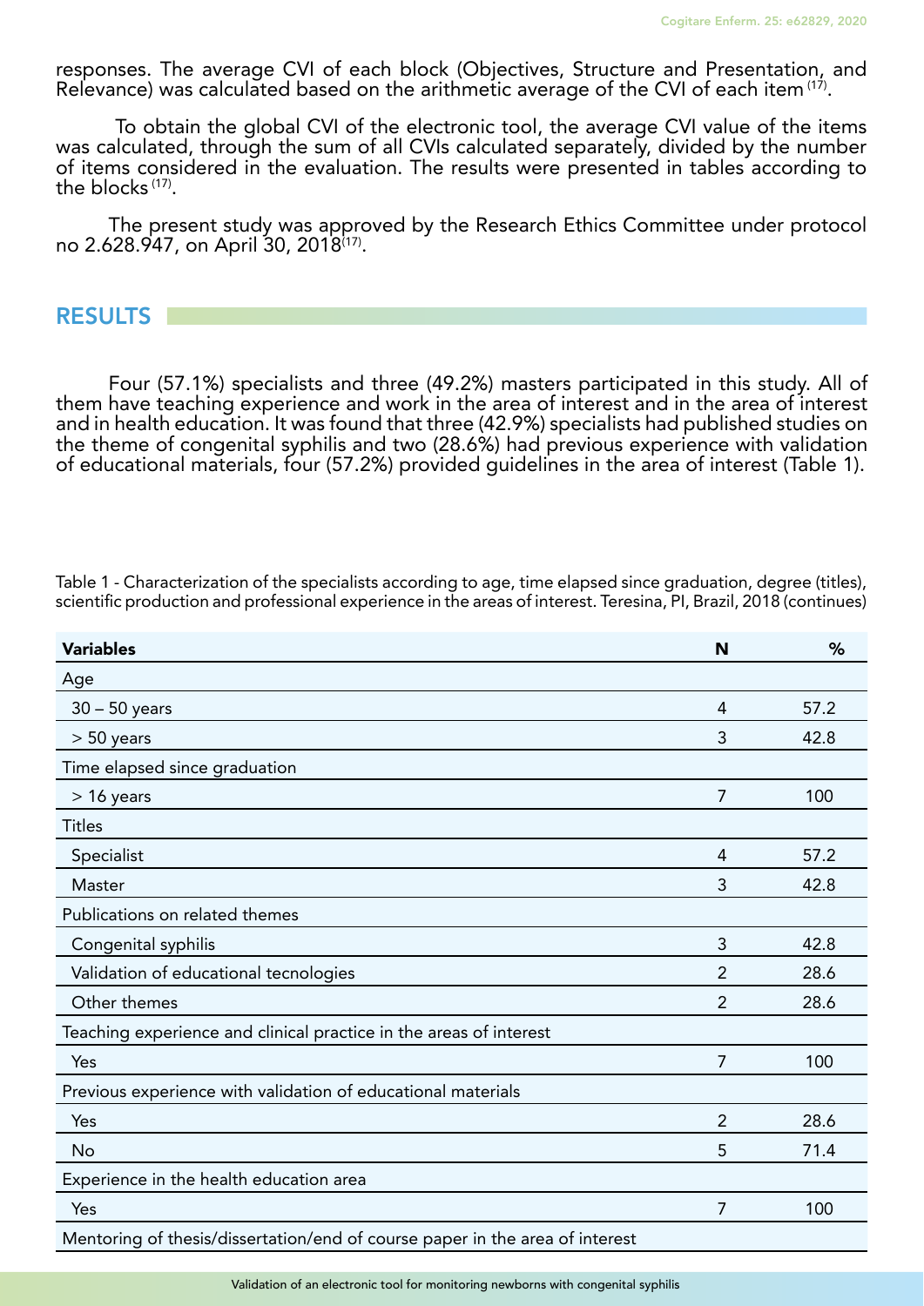responses. The average CVI of each block (Objectives, Structure and Presentation, and Relevance) was calculated based on the arithmetic average of the CVI of each item [17].

To obtain the global CVI of the electronic tool, the average CVI value of the items was calculated, through the sum of all CVIs calculated separately, divided by the number of items considered in the evaluation. The results were presented in tables according to the blocks [17].

The present study was approved by the Research Ethics Committee under protocol no 2.628.947, on April 30, 2018[17].

## RESULTS

Four (57.1%) specialists and three (49.2%) masters participated in this study. All of them have teaching experience and work in the area of interest and in the area of interest and in health education. It was found that three (42.9%) specialists had published studies on the theme of congenital syphilis and two (28.6%) had previous experience with validation of educational materials, four (57.2%) provided guidelines in the area of interest (Table 1).

Table 1 - Characterization of the specialists according to age, time elapsed since graduation, degree (titles), scientific production and professional experience in the areas of interest. Teresina, PI, Brazil, 2018 (continues)

| **Variables** | **N** | **%** |
|---|---|---|
| Age | | |
| 30 – 50 years | 4 | 57.2 |
| > 50 years | 3 | 42.8 |
| Time elapsed since graduation | | |
| > 16 years | 7 | 100 |
| Titles | | |
| Specialist | 4 | 57.2 |
| Master | 3 | 42.8 |
| Publications on related themes | | |
| Congenital syphilis | 3 | 42.8 |
| Validation of educational tecnologies | 2 | 28.6 |
| Other themes | 2 | 28.6 |
| Teaching experience and clinical practice in the areas of interest | | |
| Yes | 7 | 100 |
| Previous experience with validation of educational materials | | |
| Yes | 2 | 28.6 |
| No | 5 | 71.4 |
| Experience in the health education area | | |
| Yes | 7 | 100 |
| Mentoring of thesis/dissertation/end of course paper in the area of interest | | |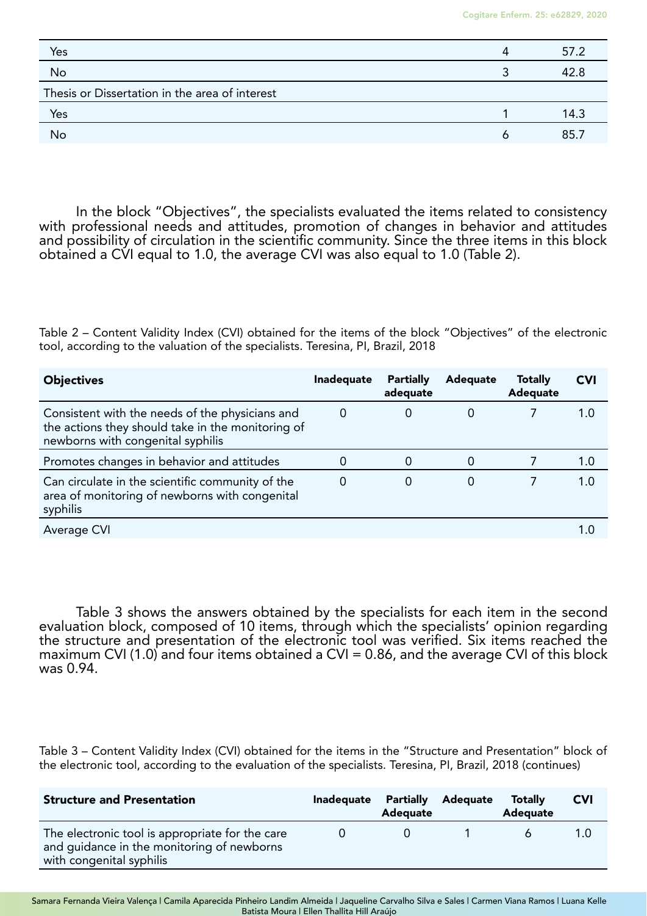| | | |
|---|---|---|
| Yes | 4 | 57.2 |
| No | 3 | 42.8 |
| Thesis or Dissertation in the area of interest | | |
| Yes | 1 | 14.3 |
| No | 6 | 85.7 |

In the block "Objectives", the specialists evaluated the items related to consistency with professional needs and attitudes, promotion of changes in behavior and attitudes and possibility of circulation in the scientific community. Since the three items in this block obtained a CVI equal to 1.0, the average CVI was also equal to 1.0 (Table 2).

Table 2 – Content Validity Index (CVI) obtained for the items of the block "Objectives" of the electronic tool, according to the valuation of the specialists. Teresina, PI, Brazil, 2018

| **Objectives** | **Inadequate** | **Partially adequate** | **Adequate** | **Totally Adequate** | **CVI** |
|---|---|---|---|---|---|
| Consistent with the needs of the physicians and the actions they should take in the monitoring of newborns with congenital syphilis | 0 | 0 | 0 | 7 | 1.0 |
| Promotes changes in behavior and attitudes | 0 | 0 | 0 | 7 | 1.0 |
| Can circulate in the scientific community of the area of monitoring of newborns with congenital syphilis | 0 | 0 | 0 | 7 | 1.0 |
| Average CVI | | | | | 1.0 |

Table 3 shows the answers obtained by the specialists for each item in the second evaluation block, composed of 10 items, through which the specialists' opinion regarding the structure and presentation of the electronic tool was verified. Six items reached the maximum CVI (1.0) and four items obtained a CVI = 0.86, and the average CVI of this block was 0.94.

Table 3 – Content Validity Index (CVI) obtained for the items in the "Structure and Presentation" block of the electronic tool, according to the evaluation of the specialists. Teresina, PI, Brazil, 2018 (continues)

| **Structure and Presentation** | **Inadequate** | **Partially Adequate** | **Adequate** | **Totally Adequate** | **CVI** |
|---|---|---|---|---|---|
| The electronic tool is appropriate for the care and guidance in the monitoring of newborns with congenital syphilis | 0 | 0 | 1 | 6 | 1.0 |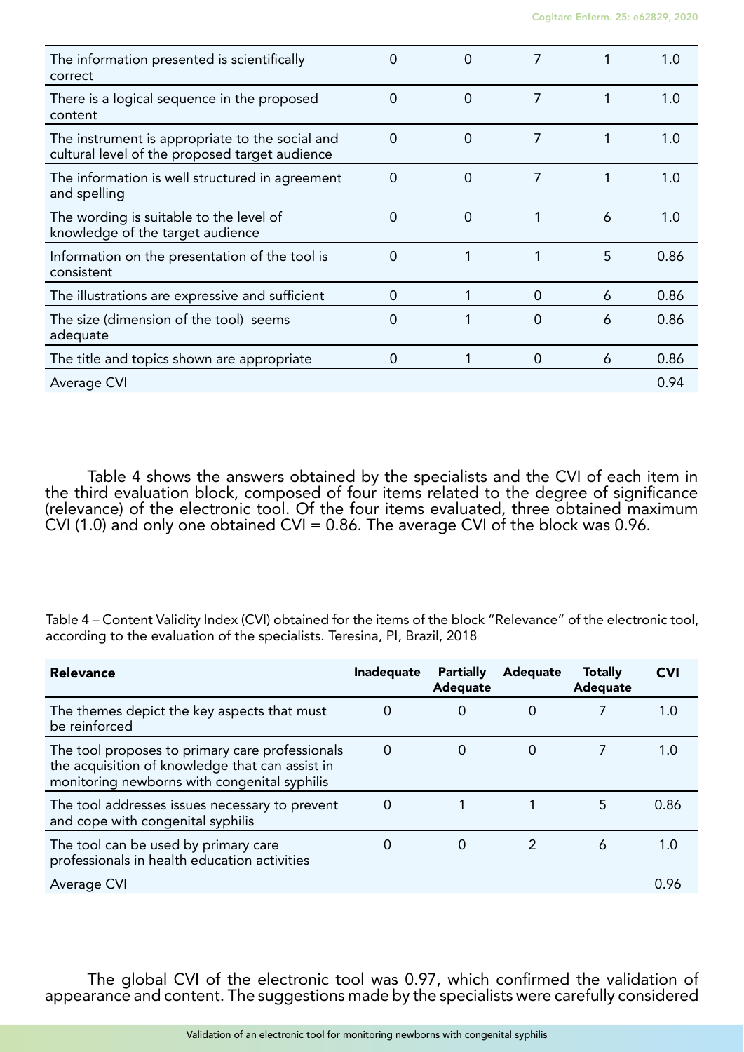| | | | | | |
|---|---|---|---|---|---|
| The information presented is scientifically correct | 0 | 0 | 7 | 1 | 1.0 |
| There is a logical sequence in the proposed content | 0 | 0 | 7 | 1 | 1.0 |
| The instrument is appropriate to the social and cultural level of the proposed target audience | 0 | 0 | 7 | 1 | 1.0 |
| The information is well structured in agreement and spelling | 0 | 0 | 7 | 1 | 1.0 |
| The wording is suitable to the level of knowledge of the target audience | 0 | 0 | 1 | 6 | 1.0 |
| Information on the presentation of the tool is consistent | 0 | 1 | 1 | 5 | 0.86 |
| The illustrations are expressive and sufficient | 0 | 1 | 0 | 6 | 0.86 |
| The size (dimension of the tool) seems adequate | 0 | 1 | 0 | 6 | 0.86 |
| The title and topics shown are appropriate | 0 | 1 | 0 | 6 | 0.86 |
| Average CVI | | | | | 0.94 |

Table 4 shows the answers obtained by the specialists and the CVI of each item in the third evaluation block, composed of four items related to the degree of significance (relevance) of the electronic tool. Of the four items evaluated, three obtained maximum CVI (1.0) and only one obtained CVI = 0.86. The average CVI of the block was 0.96.

Table 4 – Content Validity Index (CVI) obtained for the items of the block "Relevance" of the electronic tool, according to the evaluation of the specialists. Teresina, PI, Brazil, 2018

| **Relevance** | **Inadequate** | **Partially Adequate** | **Adequate** | **Totally Adequate** | **CVI** |
|---|---|---|---|---|---|
| The themes depict the key aspects that must be reinforced | 0 | 0 | 0 | 7 | 1.0 |
| The tool proposes to primary care professionals the acquisition of knowledge that can assist in monitoring newborns with congenital syphilis | 0 | 0 | 0 | 7 | 1.0 |
| The tool addresses issues necessary to prevent and cope with congenital syphilis | 0 | 1 | 1 | 5 | 0.86 |
| The tool can be used by primary care professionals in health education activities | 0 | 0 | 2 | 6 | 1.0 |
| Average CVI | | | | | 0.96 |

The global CVI of the electronic tool was 0.97, which confirmed the validation of appearance and content. The suggestions made by the specialists were carefully considered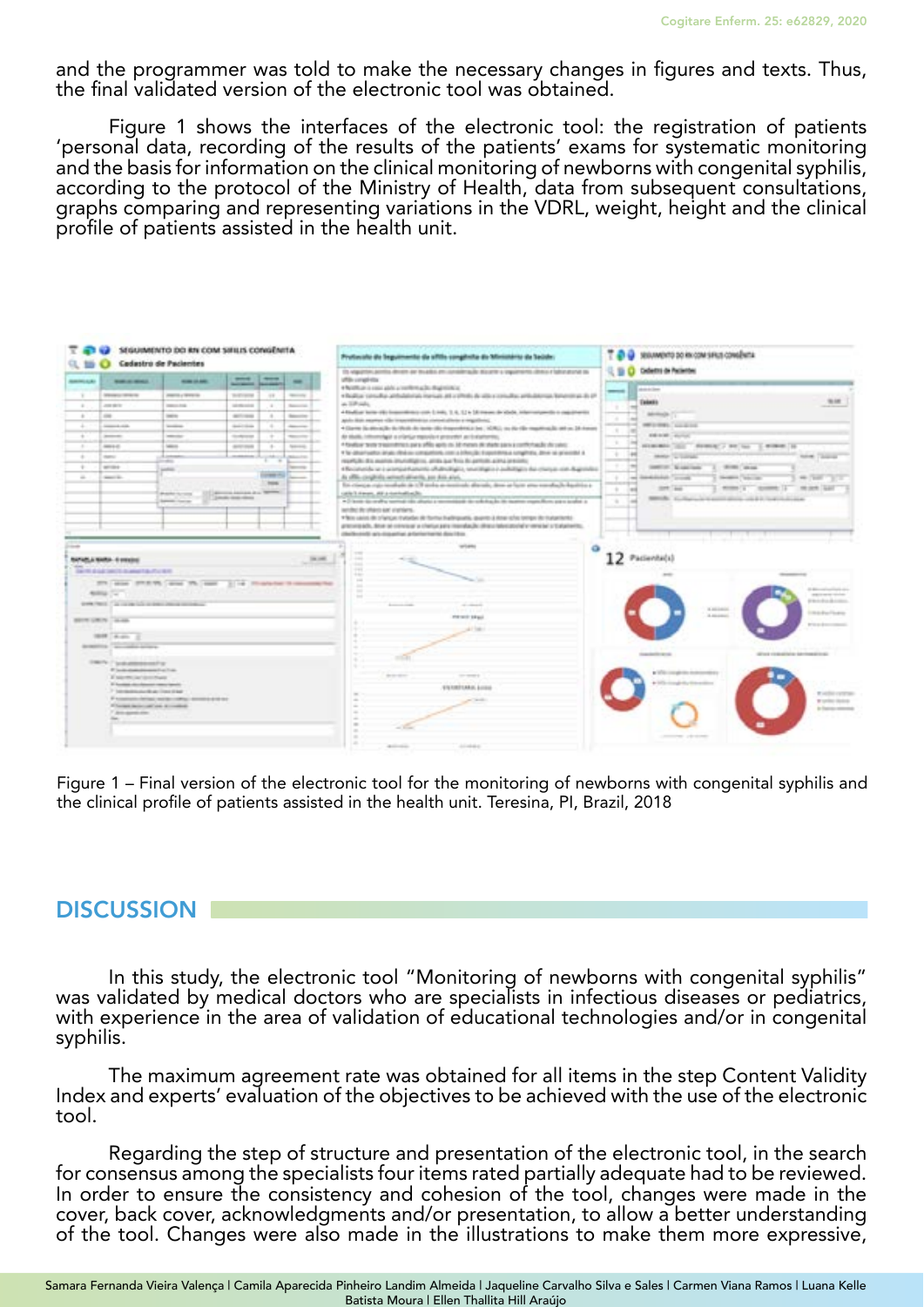and the programmer was told to make the necessary changes in figures and texts. Thus, the final validated version of the electronic tool was obtained.

Figure 1 shows the interfaces of the electronic tool: the registration of patients 'personal data, recording of the results of the patients' exams for systematic monitoring and the basis for information on the clinical monitoring of newborns with congenital syphilis, according to the protocol of the Ministry of Health, data from subsequent consultations, graphs comparing and representing variations in the VDRL, weight, height and the clinical profile of patients assisted in the health unit.

Figure 1 – Final version of the electronic tool for the monitoring of newborns with congenital syphilis and the clinical profile of patients assisted in the health unit. Teresina, PI, Brazil, 2018

## DISCUSSION

In this study, the electronic tool "Monitoring of newborns with congenital syphilis" was validated by medical doctors who are specialists in infectious diseases or pediatrics, with experience in the area of validation of educational technologies and/or in congenital syphilis.

The maximum agreement rate was obtained for all items in the step Content Validity Index and experts' evaluation of the objectives to be achieved with the use of the electronic tool.

Regarding the step of structure and presentation of the electronic tool, in the search for consensus among the specialists four items rated partially adequate had to be reviewed. In order to ensure the consistency and cohesion of the tool, changes were made in the cover, back cover, acknowledgments and/or presentation, to allow a better understanding of the tool. Changes were also made in the illustrations to make them more expressive,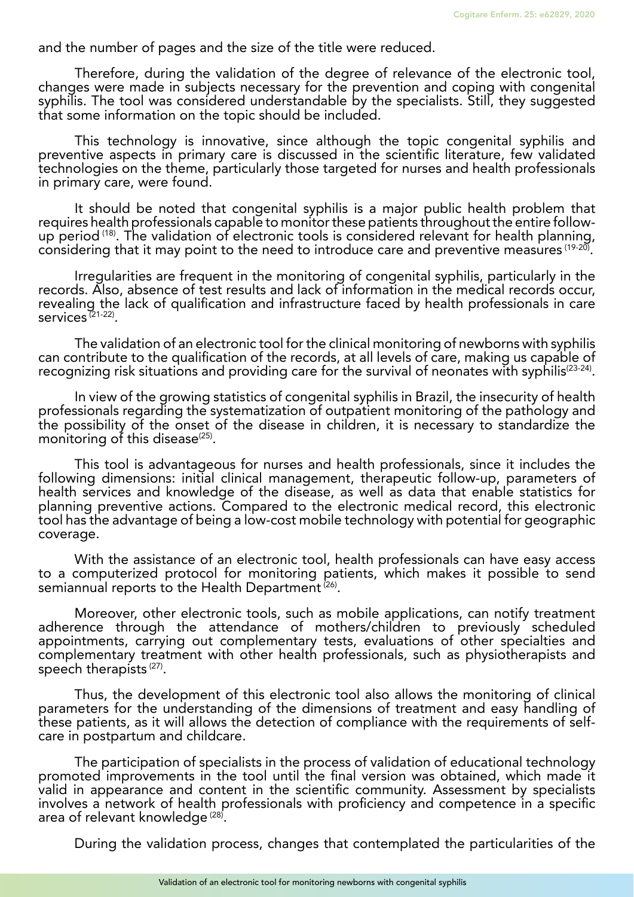and the number of pages and the size of the title were reduced.

Therefore, during the validation of the degree of relevance of the electronic tool, changes were made in subjects necessary for the prevention and coping with congenital syphilis. The tool was considered understandable by the specialists. Still, they suggested that some information on the topic should be included.

This technology is innovative, since although the topic congenital syphilis and preventive aspects in primary care is discussed in the scientific literature, few validated technologies on the theme, particularly those targeted for nurses and health professionals in primary care, were found.

It should be noted that congenital syphilis is a major public health problem that requires health professionals capable to monitor these patients throughout the entire follow-up period [18]. The validation of electronic tools is considered relevant for health planning, considering that it may point to the need to introduce care and preventive measures [19-20].

Irregularities are frequent in the monitoring of congenital syphilis, particularly in the records. Also, absence of test results and lack of information in the medical records occur, revealing the lack of qualification and infrastructure faced by health professionals in care services [21-22].

The validation of an electronic tool for the clinical monitoring of newborns with syphilis can contribute to the qualification of the records, at all levels of care, making us capable of recognizing risk situations and providing care for the survival of neonates with syphilis[23-24].

In view of the growing statistics of congenital syphilis in Brazil, the insecurity of health professionals regarding the systematization of outpatient monitoring of the pathology and the possibility of the onset of the disease in children, it is necessary to standardize the monitoring of this disease[25].

This tool is advantageous for nurses and health professionals, since it includes the following dimensions: initial clinical management, therapeutic follow-up, parameters of health services and knowledge of the disease, as well as data that enable statistics for planning preventive actions. Compared to the electronic medical record, this electronic tool has the advantage of being a low-cost mobile technology with potential for geographic coverage.

With the assistance of an electronic tool, health professionals can have easy access to a computerized protocol for monitoring patients, which makes it possible to send semiannual reports to the Health Department [26].

Moreover, other electronic tools, such as mobile applications, can notify treatment adherence through the attendance of mothers/children to previously scheduled appointments, carrying out complementary tests, evaluations of other specialties and complementary treatment with other health professionals, such as physiotherapists and speech therapists [27].

Thus, the development of this electronic tool also allows the monitoring of clinical parameters for the understanding of the dimensions of treatment and easy handling of these patients, as it will allows the detection of compliance with the requirements of self-care in postpartum and childcare.

The participation of specialists in the process of validation of educational technology promoted improvements in the tool until the final version was obtained, which made it valid in appearance and content in the scientific community. Assessment by specialists involves a network of health professionals with proficiency and competence in a specific area of relevant knowledge [28].

During the validation process, changes that contemplated the particularities of the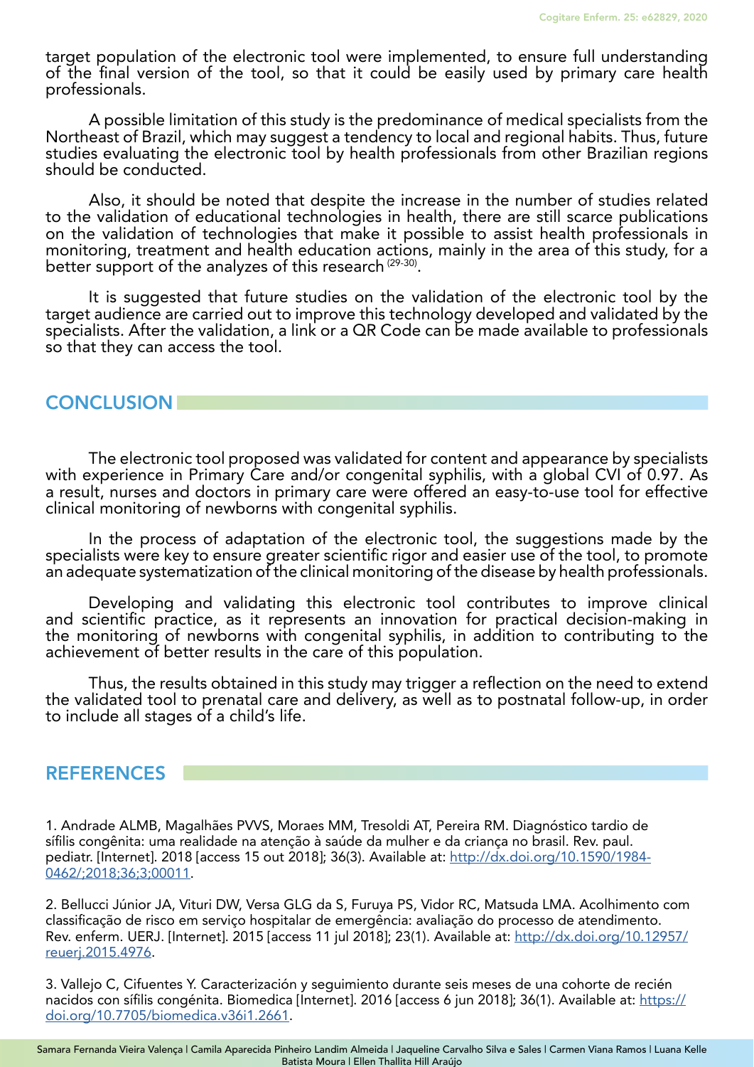target population of the electronic tool were implemented, to ensure full understanding of the final version of the tool, so that it could be easily used by primary care health professionals.

A possible limitation of this study is the predominance of medical specialists from the Northeast of Brazil, which may suggest a tendency to local and regional habits. Thus, future studies evaluating the electronic tool by health professionals from other Brazilian regions should be conducted.

Also, it should be noted that despite the increase in the number of studies related to the validation of educational technologies in health, there are still scarce publications on the validation of technologies that make it possible to assist health professionals in monitoring, treatment and health education actions, mainly in the area of this study, for a better support of the analyzes of this research [29-30].

It is suggested that future studies on the validation of the electronic tool by the target audience are carried out to improve this technology developed and validated by the specialists. After the validation, a link or a QR Code can be made available to professionals so that they can access the tool.

## CONCLUSION

The electronic tool proposed was validated for content and appearance by specialists with experience in Primary Care and/or congenital syphilis, with a global CVI of 0.97. As a result, nurses and doctors in primary care were offered an easy-to-use tool for effective clinical monitoring of newborns with congenital syphilis.

In the process of adaptation of the electronic tool, the suggestions made by the specialists were key to ensure greater scientific rigor and easier use of the tool, to promote an adequate systematization of the clinical monitoring of the disease by health professionals.

Developing and validating this electronic tool contributes to improve clinical and scientific practice, as it represents an innovation for practical decision-making in the monitoring of newborns with congenital syphilis, in addition to contributing to the achievement of better results in the care of this population.

Thus, the results obtained in this study may trigger a reflection on the need to extend the validated tool to prenatal care and delivery, as well as to postnatal follow-up, in order to include all stages of a child's life.

## REFERENCES

1. Andrade ALMB, Magalhães PVVS, Moraes MM, Tresoldi AT, Pereira RM. Diagnóstico tardio de sífilis congênita: uma realidade na atenção à saúde da mulher e da criança no brasil. Rev. paul. pediatr. [Internet]. 2018 [access 15 out 2018]; 36(3). Available at: http://dx.doi.org/10.1590/1984-0462/;2018;36;3;00011.

2. Bellucci Júnior JA, Vituri DW, Versa GLG da S, Furuya PS, Vidor RC, Matsuda LMA. Acolhimento com classificação de risco em serviço hospitalar de emergência: avaliação do processo de atendimento. Rev. enferm. UERJ. [Internet]. 2015 [access 11 jul 2018]; 23(1). Available at: http://dx.doi.org/10.12957/reuerj.2015.4976.

3. Vallejo C, Cifuentes Y. Caracterización y seguimiento durante seis meses de una cohorte de recién nacidos con sífilis congénita. Biomedica [Internet]. 2016 [access 6 jun 2018]; 36(1). Available at: https://doi.org/10.7705/biomedica.v36i1.2661.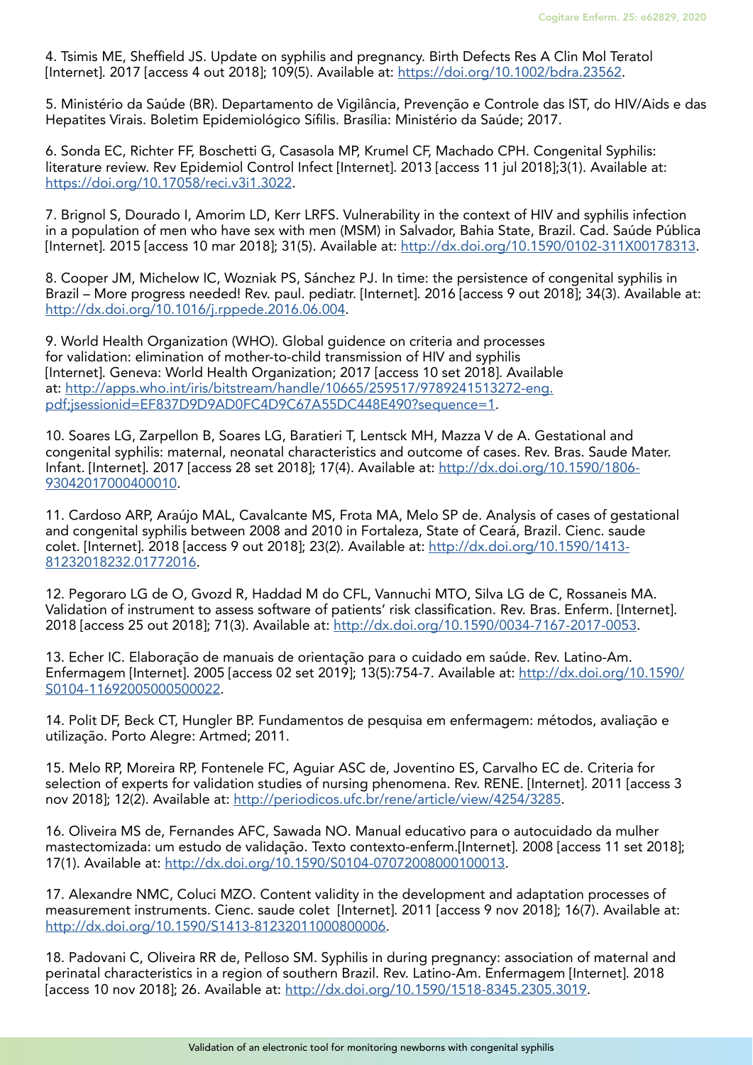4. Tsimis ME, Sheffield JS. Update on syphilis and pregnancy. Birth Defects Res A Clin Mol Teratol [Internet]. 2017 [access 4 out 2018]; 109(5). Available at: https://doi.org/10.1002/bdra.23562.

5. Ministério da Saúde (BR). Departamento de Vigilância, Prevenção e Controle das IST, do HIV/Aids e das Hepatites Virais. Boletim Epidemiológico Sífilis. Brasília: Ministério da Saúde; 2017.

6. Sonda EC, Richter FF, Boschetti G, Casasola MP, Krumel CF, Machado CPH. Congenital Syphilis: literature review. Rev Epidemiol Control Infect [Internet]. 2013 [access 11 jul 2018];3(1). Available at: https://doi.org/10.17058/reci.v3i1.3022.

7. Brignol S, Dourado I, Amorim LD, Kerr LRFS. Vulnerability in the context of HIV and syphilis infection in a population of men who have sex with men (MSM) in Salvador, Bahia State, Brazil. Cad. Saúde Pública [Internet]. 2015 [access 10 mar 2018]; 31(5). Available at: http://dx.doi.org/10.1590/0102-311X00178313.

8. Cooper JM, Michelow IC, Wozniak PS, Sánchez PJ. In time: the persistence of congenital syphilis in Brazil – More progress needed! Rev. paul. pediatr. [Internet]. 2016 [access 9 out 2018]; 34(3). Available at: http://dx.doi.org/10.1016/j.rppede.2016.06.004.

9. World Health Organization (WHO). Global guidence on criteria and processes for validation: elimination of mother-to-child transmission of HIV and syphilis [Internet]. Geneva: World Health Organization; 2017 [access 10 set 2018]. Available at: http://apps.who.int/iris/bitstream/handle/10665/259517/9789241513272-eng.pdf;jsessionid=EF837D9D9AD0FC4D9C67A55DC448E490?sequence=1.

10. Soares LG, Zarpellon B, Soares LG, Baratieri T, Lentsck MH, Mazza V de A. Gestational and congenital syphilis: maternal, neonatal characteristics and outcome of cases. Rev. Bras. Saude Mater. Infant. [Internet]. 2017 [access 28 set 2018]; 17(4). Available at: http://dx.doi.org/10.1590/1806-93042017000400010.

11. Cardoso ARP, Araújo MAL, Cavalcante MS, Frota MA, Melo SP de. Analysis of cases of gestational and congenital syphilis between 2008 and 2010 in Fortaleza, State of Ceará, Brazil. Cienc. saude colet. [Internet]. 2018 [access 9 out 2018]; 23(2). Available at: http://dx.doi.org/10.1590/1413-81232018232.01772016.

12. Pegoraro LG de O, Gvozd R, Haddad M do CFL, Vannuchi MTO, Silva LG de C, Rossaneis MA. Validation of instrument to assess software of patients' risk classification. Rev. Bras. Enferm. [Internet]. 2018 [access 25 out 2018]; 71(3). Available at: http://dx.doi.org/10.1590/0034-7167-2017-0053.

13. Echer IC. Elaboração de manuais de orientação para o cuidado em saúde. Rev. Latino-Am. Enfermagem [Internet]. 2005 [access 02 set 2019]; 13(5):754-7. Available at: http://dx.doi.org/10.1590/S0104-11692005000500022.

14. Polit DF, Beck CT, Hungler BP. Fundamentos de pesquisa em enfermagem: métodos, avaliação e utilização. Porto Alegre: Artmed; 2011.

15. Melo RP, Moreira RP, Fontenele FC, Aguiar ASC de, Joventino ES, Carvalho EC de. Criteria for selection of experts for validation studies of nursing phenomena. Rev. RENE. [Internet]. 2011 [access 3 nov 2018]; 12(2). Available at: http://periodicos.ufc.br/rene/article/view/4254/3285.

16. Oliveira MS de, Fernandes AFC, Sawada NO. Manual educativo para o autocuidado da mulher mastectomizada: um estudo de validação. Texto contexto-enferm.[Internet]. 2008 [access 11 set 2018]; 17(1). Available at: http://dx.doi.org/10.1590/S0104-07072008000100013.

17. Alexandre NMC, Coluci MZO. Content validity in the development and adaptation processes of measurement instruments. Cienc. saude colet [Internet]. 2011 [access 9 nov 2018]; 16(7). Available at: http://dx.doi.org/10.1590/S1413-81232011000800006.

18. Padovani C, Oliveira RR de, Pelloso SM. Syphilis in during pregnancy: association of maternal and perinatal characteristics in a region of southern Brazil. Rev. Latino-Am. Enfermagem [Internet]. 2018 [access 10 nov 2018]; 26. Available at: http://dx.doi.org/10.1590/1518-8345.2305.3019.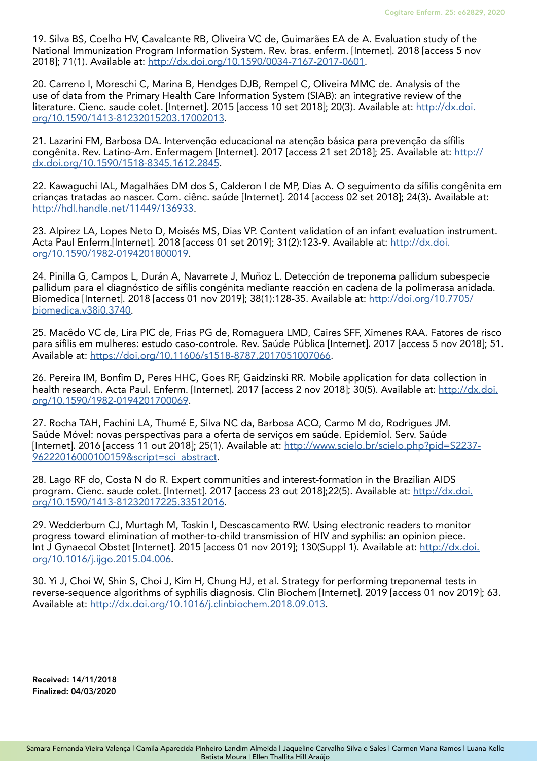19. Silva BS, Coelho HV, Cavalcante RB, Oliveira VC de, Guimarães EA de A. Evaluation study of the National Immunization Program Information System. Rev. bras. enferm. [Internet]. 2018 [access 5 nov 2018]; 71(1). Available at: http://dx.doi.org/10.1590/0034-7167-2017-0601.

20. Carreno I, Moreschi C, Marina B, Hendges DJB, Rempel C, Oliveira MMC de. Analysis of the use of data from the Primary Health Care Information System (SIAB): an integrative review of the literature. Cienc. saude colet. [Internet]. 2015 [access 10 set 2018]; 20(3). Available at: http://dx.doi.org/10.1590/1413-81232015203.17002013.

21. Lazarini FM, Barbosa DA. Intervenção educacional na atenção básica para prevenção da sífilis congênita. Rev. Latino-Am. Enfermagem [Internet]. 2017 [access 21 set 2018]; 25. Available at: http://dx.doi.org/10.1590/1518-8345.1612.2845.

22. Kawaguchi IAL, Magalhães DM dos S, Calderon I de MP, Dias A. O seguimento da sífilis congênita em crianças tratadas ao nascer. Com. ciênc. saúde [Internet]. 2014 [access 02 set 2018]; 24(3). Available at: http://hdl.handle.net/11449/136933.

23. Alpirez LA, Lopes Neto D, Moisés MS, Dias VP. Content validation of an infant evaluation instrument. Acta Paul Enferm.[Internet]. 2018 [access 01 set 2019]; 31(2):123-9. Available at: http://dx.doi.org/10.1590/1982-0194201800019.

24. Pinilla G, Campos L, Durán A, Navarrete J, Muñoz L. Detección de treponema pallidum subespecie pallidum para el diagnóstico de sífilis congénita mediante reacción en cadena de la polimerasa anidada. Biomedica [Internet]. 2018 [access 01 nov 2019]; 38(1):128-35. Available at: http://doi.org/10.7705/biomedica.v38i0.3740.

25. Macêdo VC de, Lira PIC de, Frias PG de, Romaguera LMD, Caires SFF, Ximenes RAA. Fatores de risco para sífilis em mulheres: estudo caso-controle. Rev. Saúde Pública [Internet]. 2017 [access 5 nov 2018]; 51. Available at: https://doi.org/10.11606/s1518-8787.2017051007066.

26. Pereira IM, Bonfim D, Peres HHC, Goes RF, Gaidzinski RR. Mobile application for data collection in health research. Acta Paul. Enferm. [Internet]. 2017 [access 2 nov 2018]; 30(5). Available at: http://dx.doi.org/10.1590/1982-0194201700069.

27. Rocha TAH, Fachini LA, Thumé E, Silva NC da, Barbosa ACQ, Carmo M do, Rodrigues JM. Saúde Móvel: novas perspectivas para a oferta de serviços em saúde. Epidemiol. Serv. Saúde [Internet]. 2016 [access 11 out 2018]; 25(1). Available at: http://www.scielo.br/scielo.php?pid=S2237-96222016000100159&script=sci_abstract.

28. Lago RF do, Costa N do R. Expert communities and interest-formation in the Brazilian AIDS program. Cienc. saude colet. [Internet]. 2017 [access 23 out 2018];22(5). Available at: http://dx.doi.org/10.1590/1413-81232017225.33512016.

29. Wedderburn CJ, Murtagh M, Toskin I, Descascamento RW. Using electronic readers to monitor progress toward elimination of mother-to-child transmission of HIV and syphilis: an opinion piece. Int J Gynaecol Obstet [Internet]. 2015 [access 01 nov 2019]; 130(Suppl 1). Available at: http://dx.doi.org/10.1016/j.ijgo.2015.04.006.

30. Yi J, Choi W, Shin S, Choi J, Kim H, Chung HJ, et al. Strategy for performing treponemal tests in reverse-sequence algorithms of syphilis diagnosis. Clin Biochem [Internet]. 2019 [access 01 nov 2019]; 63. Available at: http://dx.doi.org/10.1016/j.clinbiochem.2018.09.013.

**Received: 14/11/2018**
**Finalized: 04/03/2020**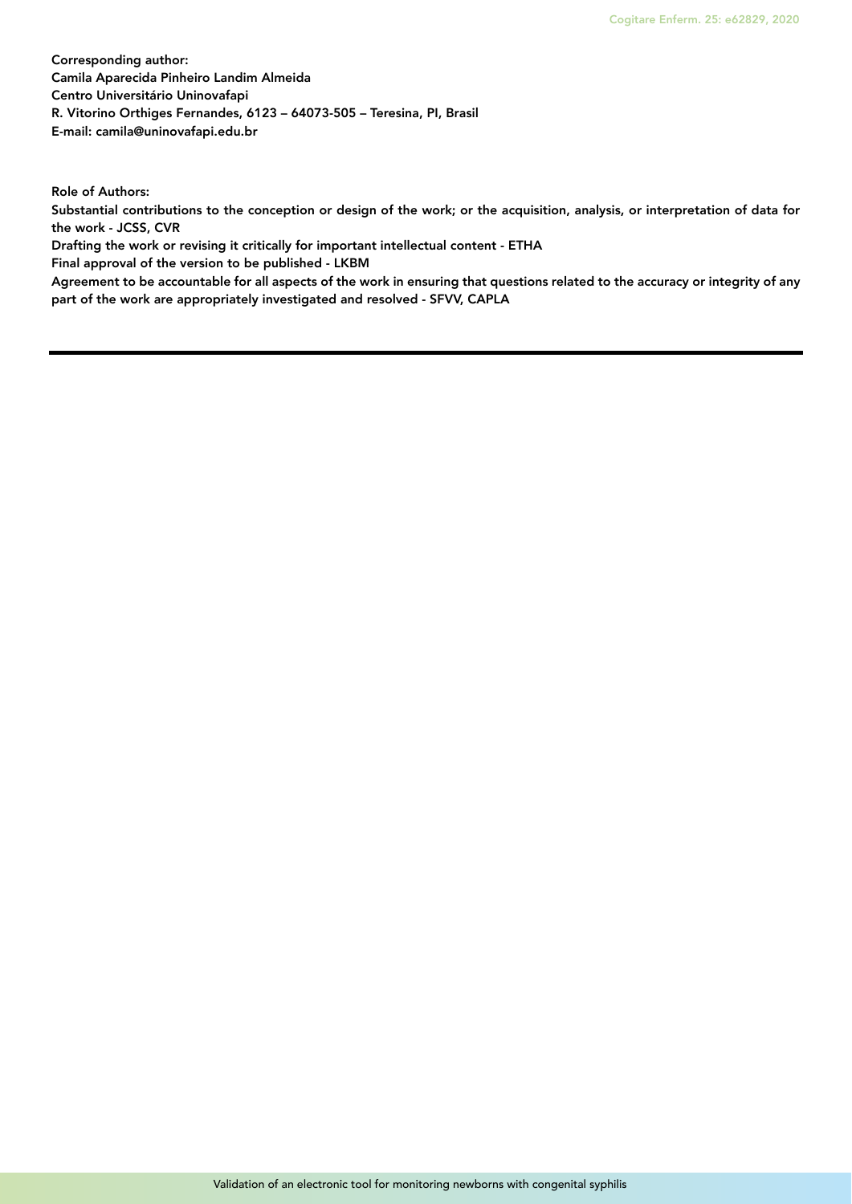**Corresponding author:**
**Camila Aparecida Pinheiro Landim Almeida**
**Centro Universitário Uninovafapi**
**R. Vitorino Orthiges Fernandes, 6123 – 64073-505 – Teresina, PI, Brasil**
**E-mail: camila@uninovafapi.edu.br**

**Role of Authors:**
**Substantial contributions to the conception or design of the work; or the acquisition, analysis, or interpretation of data for the work - JCSS, CVR**
**Drafting the work or revising it critically for important intellectual content - ETHA**
**Final approval of the version to be published - LKBM**
**Agreement to be accountable for all aspects of the work in ensuring that questions related to the accuracy or integrity of any part of the work are appropriately investigated and resolved - SFVV, CAPLA**